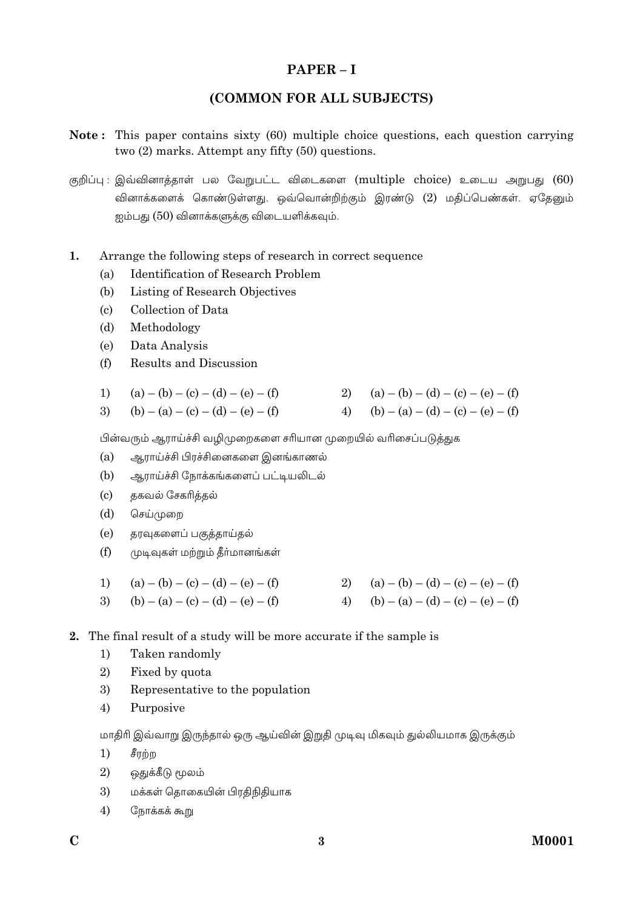## PAPER – I

## (COMMON FOR ALL SUBJECTS)

**Note :** This paper contains sixty (60) multiple choice questions, each question carrying two (2) marks. Attempt any fifty (50) questions.

குறிப்பு : இவ்வினாத்தாள் பல வேறுபட்ட விடைகளை (multiple choice) உடைய அறுபது (60) வினாக்களைக் கொண்டுள்ளது. ஒவ்வொன்றிற்கும் இரண்டு (2) மதிப்பெண்கள். ஏதேனும் ஐம்பது (50) வினாக்களுக்கு விடையளிக்கவும்.

**1.** Arrange the following steps of research in correct sequence

(a) Identification of Research Problem

(b) Listing of Research Objectives

(c) Collection of Data

(d) Methodology

(e) Data Analysis

(f) Results and Discussion

1) (a) – (b) – (c) – (d) – (e) – (f)
2) (a) – (b) – (d) – (c) – (e) – (f)
3) (b) – (a) – (c) – (d) – (e) – (f)
4) (b) – (a) – (d) – (c) – (e) – (f)

பின்வரும் ஆராய்ச்சி வழிமுறைகளை சரியான முறையில் வரிசைப்படுத்துக

(a) ஆராய்ச்சி பிரச்சினைகளை இனங்காணல்

(b) ஆராய்ச்சி நோக்கங்களைப் பட்டியலிடல்

(c) தகவல் சேகரித்தல்

(d) செய்முறை

(e) தரவுகளைப் பகுத்தாய்தல்

(f) முடிவுகள் மற்றும் தீர்மானங்கள்

1) (a) – (b) – (c) – (d) – (e) – (f)
2) (a) – (b) – (d) – (c) – (e) – (f)
3) (b) – (a) – (c) – (d) – (e) – (f)
4) (b) – (a) – (d) – (c) – (e) – (f)

**2.** The final result of a study will be more accurate if the sample is

1) Taken randomly
2) Fixed by quota
3) Representative to the population
4) Purposive

மாதிரி இவ்வாறு இருந்தால் ஒரு ஆய்வின் இறுதி முடிவு மிகவும் துல்லியமாக இருக்கும்

1) சீரற்ற
2) ஒதுக்கீடு மூலம்
3) மக்கள் தொகையின் பிரதிநிதியாக
4) நோக்கக் கூறு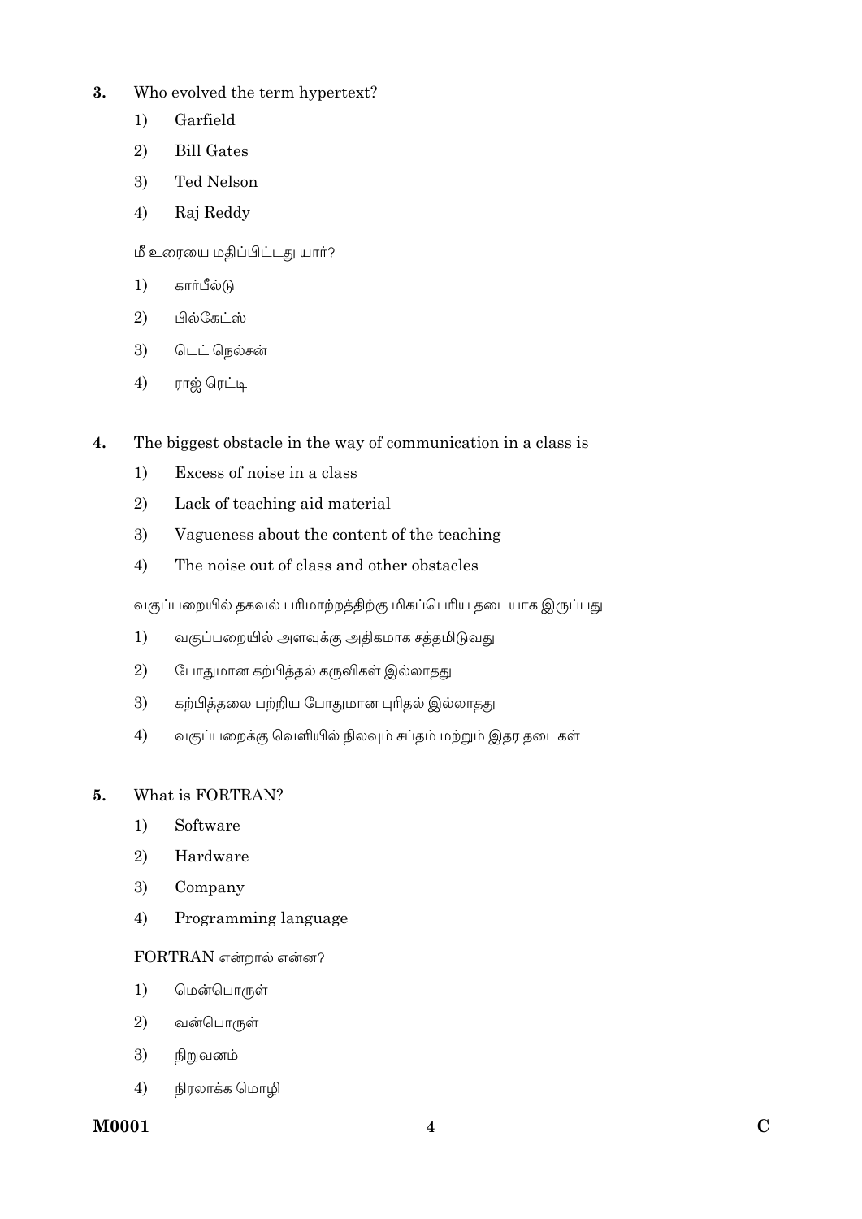3. Who evolved the term hypertext?

   1) Garfield
   2) Bill Gates
   3) Ted Nelson
   4) Raj Reddy

   மீ உரையை மதிப்பிட்டது யார்?

   1) கார்பீல்டு
   2) பில்கேட்ஸ்
   3) டெட் நெல்சன்
   4) ராஜ் ரெட்டி

4. The biggest obstacle in the way of communication in a class is

   1) Excess of noise in a class
   2) Lack of teaching aid material
   3) Vagueness about the content of the teaching
   4) The noise out of class and other obstacles

   வகுப்பறையில் தகவல் பரிமாற்றத்திற்கு மிகப்பெரிய தடையாக இருப்பது

   1) வகுப்பறையில் அளவுக்கு அதிகமாக சத்தமிடுவது
   2) போதுமான கற்பித்தல் கருவிகள் இல்லாதது
   3) கற்பித்தலை பற்றிய போதுமான புரிதல் இல்லாதது
   4) வகுப்பறைக்கு வெளியில் நிலவும் சப்தம் மற்றும் இதர தடைகள்

5. What is FORTRAN?

   1) Software
   2) Hardware
   3) Company
   4) Programming language

   FORTRAN என்றால் என்ன?

   1) மென்பொருள்
   2) வன்பொருள்
   3) நிறுவனம்
   4) நிரலாக்க மொழி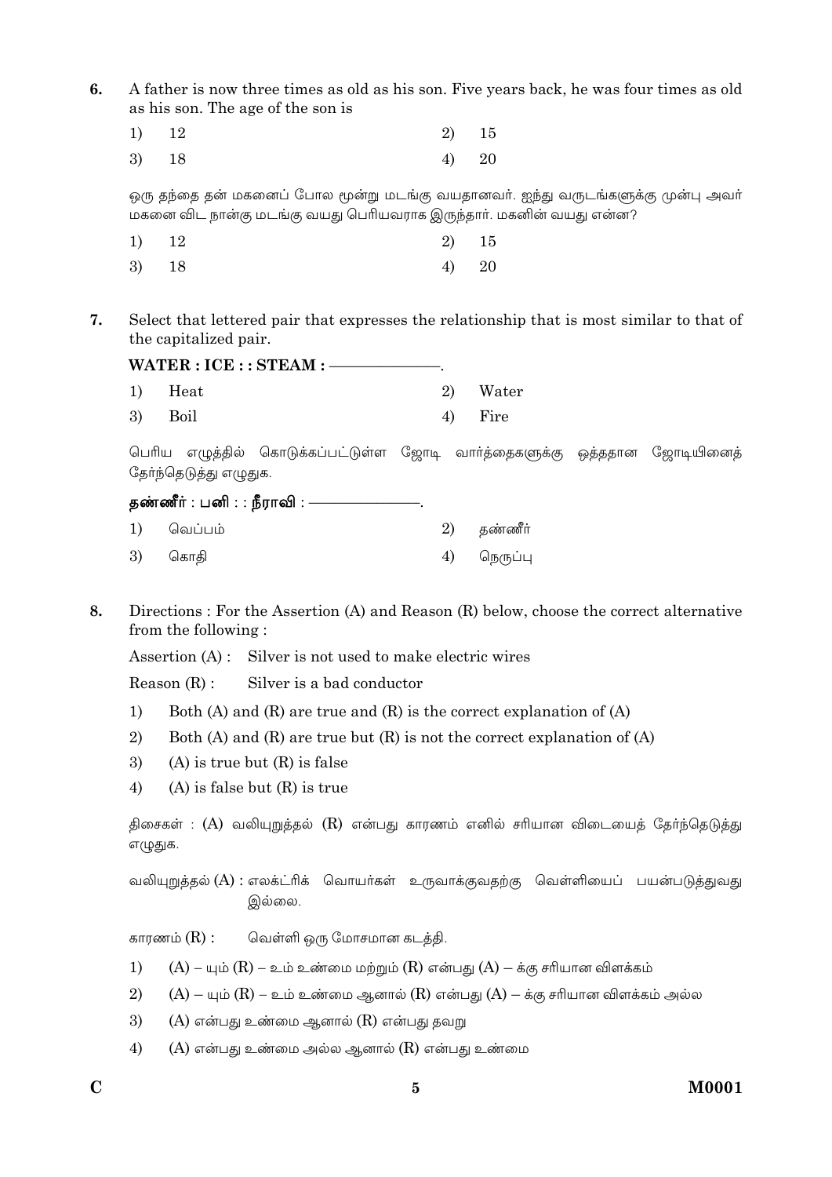6. A father is now three times as old as his son. Five years back, he was four times as old as his son. The age of the son is

1) 12 2) 15
3) 18 4) 20

ஒரு தந்தை தன் மகனைப் போல மூன்று மடங்கு வயதானவர். ஐந்து வருடங்களுக்கு முன்பு அவர் மகனை விட நான்கு மடங்கு வயது பெரியவராக இருந்தார். மகனின் வயது என்ன?

1) 12 2) 15
3) 18 4) 20

7. Select that lettered pair that expresses the relationship that is most similar to that of the capitalized pair.

**WATER : ICE : : STEAM : ————————.**

1) Heat 2) Water
3) Boil 4) Fire

பெரிய எழுத்தில் கொடுக்கப்பட்டுள்ள ஜோடி வார்த்தைகளுக்கு ஒத்ததான ஜோடியினைத் தேர்ந்தெடுத்து எழுதுக.

**தண்ணீர் : பனி : : நீராவி : ————————.**

1) வெப்பம் 2) தண்ணீர்
3) கொதி 4) நெருப்பு

8. Directions : For the Assertion (A) and Reason (R) below, choose the correct alternative from the following :

Assertion (A) : Silver is not used to make electric wires

Reason (R) : Silver is a bad conductor

1) Both (A) and (R) are true and (R) is the correct explanation of (A)
2) Both (A) and (R) are true but (R) is not the correct explanation of (A)
3) (A) is true but (R) is false
4) (A) is false but (R) is true

திசைகள் : (A) வலியுறுத்தல் (R) என்பது காரணம் எனில் சரியான விடையைத் தேர்ந்தெடுத்து எழுதுக.

வலியுறுத்தல் (A) : எலக்ட்ரிக் வொயர்கள் உருவாக்குவதற்கு வெள்ளியைப் பயன்படுத்துவது இல்லை.

காரணம் (R) : வெள்ளி ஒரு மோசமான கடத்தி.

1) (A) – யும் (R) – உம் உண்மை மற்றும் (R) என்பது (A) – க்கு சரியான விளக்கம்
2) (A) – யும் (R) – உம் உண்மை ஆனால் (R) என்பது (A) – க்கு சரியான விளக்கம் அல்ல
3) (A) என்பது உண்மை ஆனால் (R) என்பது தவறு
4) (A) என்பது உண்மை அல்ல ஆனால் (R) என்பது உண்மை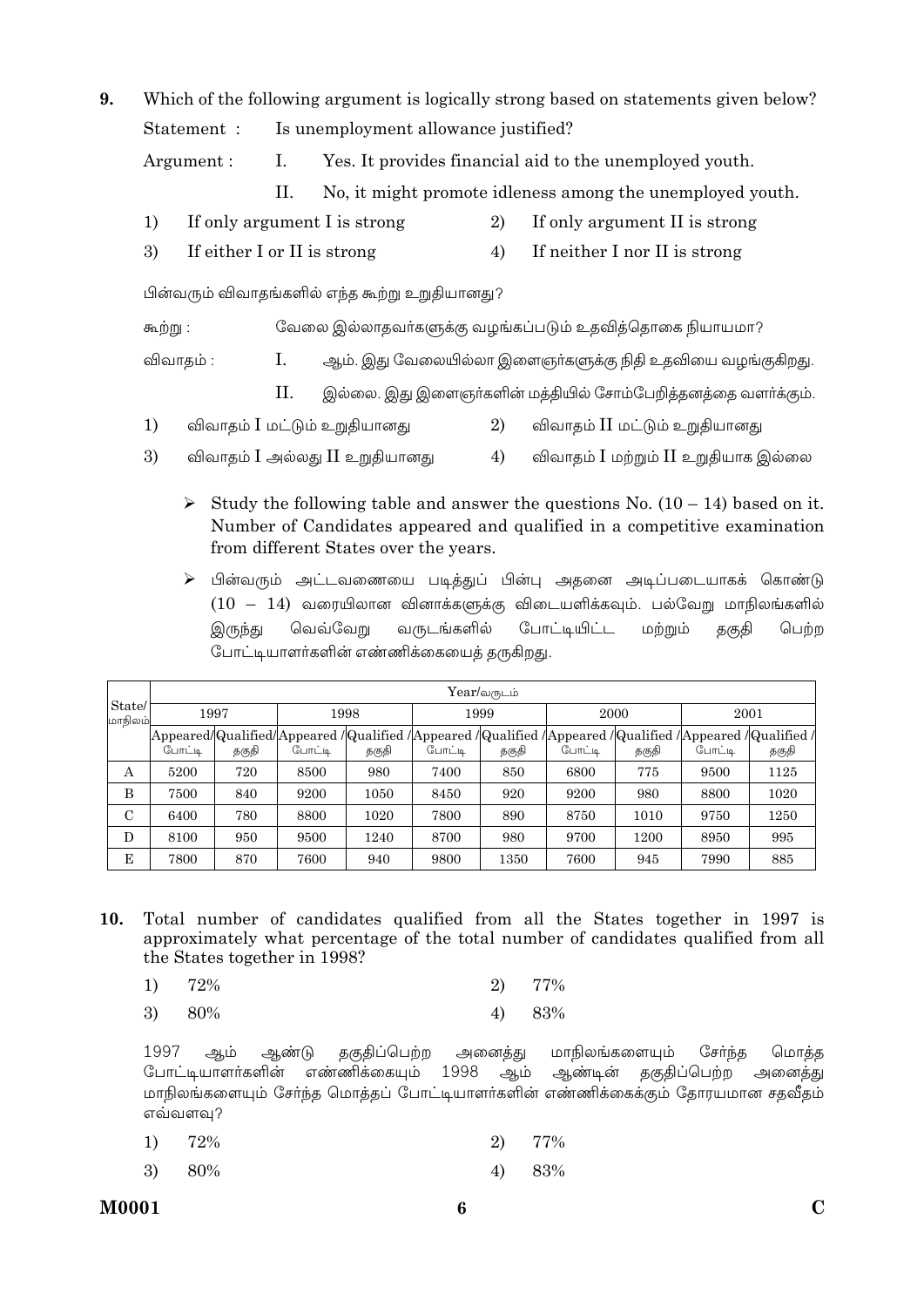**9.** Which of the following argument is logically strong based on statements given below?

Statement : Is unemployment allowance justified?

Argument : I. Yes. It provides financial aid to the unemployed youth.

II. No, it might promote idleness among the unemployed youth.

1) If only argument I is strong
2) If only argument II is strong
3) If either I or II is strong
4) If neither I nor II is strong

பின்வரும் விவாதங்களில் எந்த கூற்று உறுதியானது?

கூற்று : வேலை இல்லாதவர்களுக்கு வழங்கப்படும் உதவித்தொகை நியாயமா?

விவாதம் : I. ஆம். இது வேலையில்லா இளைஞர்களுக்கு நிதி உதவியை வழங்குகிறது.

II. இல்லை. இது இளைஞர்களின் மத்தியில் சோம்பேறித்தனத்தை வளர்க்கும்.

1) விவாதம் I மட்டும் உறுதியானது
2) விவாதம் II மட்டும் உறுதியானது
3) விவாதம் I அல்லது II உறுதியானது
4) விவாதம் I மற்றும் II உறுதியாக இல்லை

- Study the following table and answer the questions No. (10 – 14) based on it. Number of Candidates appeared and qualified in a competitive examination from different States over the years.

- பின்வரும் அட்டவணையை படித்துப் பின்பு அதனை அடிப்படையாகக் கொண்டு (10 – 14) வரையிலான வினாக்களுக்கு விடையளிக்கவும். பல்வேறு மாநிலங்களில் இருந்து வெவ்வேறு வருடங்களில் போட்டியிட்ட மற்றும் தகுதி பெற்ற போட்டியாளர்களின் எண்ணிக்கையைத் தருகிறது.

| State/ மாநிலம் | Year/வருடம் | | | | | | | | | |
|---|---|---|---|---|---|---|---|---|---|---|
| | 1997 | | 1998 | | 1999 | | 2000 | | 2001 | |
| | Appeared/ போட்டி | Qualified/ தகுதி | Appeared / போட்டி | Qualified / தகுதி | Appeared / போட்டி | Qualified / தகுதி | Appeared / போட்டி | Qualified / தகுதி | Appeared / போட்டி | Qualified / தகுதி |
| A | 5200 | 720 | 8500 | 980 | 7400 | 850 | 6800 | 775 | 9500 | 1125 |
| B | 7500 | 840 | 9200 | 1050 | 8450 | 920 | 9200 | 980 | 8800 | 1020 |
| C | 6400 | 780 | 8800 | 1020 | 7800 | 890 | 8750 | 1010 | 9750 | 1250 |
| D | 8100 | 950 | 9500 | 1240 | 8700 | 980 | 9700 | 1200 | 8950 | 995 |
| E | 7800 | 870 | 7600 | 940 | 9800 | 1350 | 7600 | 945 | 7990 | 885 |

**10.** Total number of candidates qualified from all the States together in 1997 is approximately what percentage of the total number of candidates qualified from all the States together in 1998?

1) 72%
2) 77%
3) 80%
4) 83%

1997 ஆம் ஆண்டு தகுதிப்பெற்ற அனைத்து மாநிலங்களையும் சேர்ந்த மொத்த போட்டியாளர்களின் எண்ணிக்கையும் 1998 ஆம் ஆண்டின் தகுதிப்பெற்ற அனைத்து மாநிலங்களையும் சேர்ந்த மொத்தப் போட்டியாளர்களின் எண்ணிக்கைக்கும் தோரயமான சதவீதம் எவ்வளவு?

1) 72%
2) 77%
3) 80%
4) 83%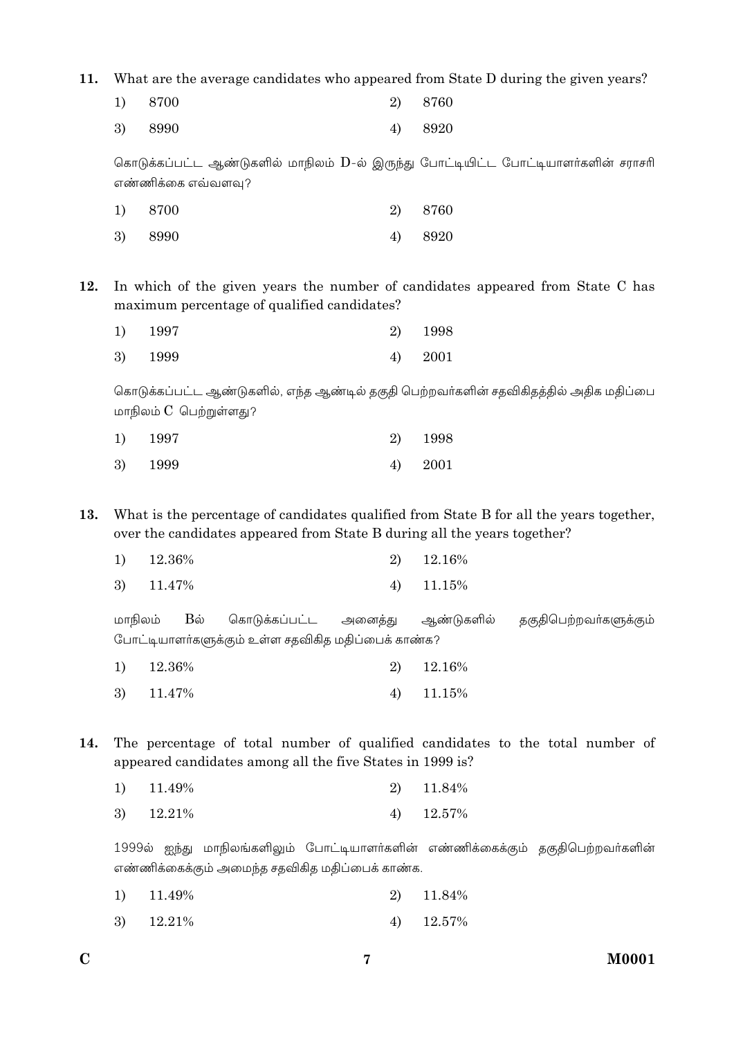11. What are the average candidates who appeared from State D during the given years?

1) 8700 &nbsp;&nbsp;&nbsp;&nbsp; 2) 8760

3) 8990 &nbsp;&nbsp;&nbsp;&nbsp; 4) 8920

கொடுக்கப்பட்ட ஆண்டுகளில் மாநிலம் D-ல் இருந்து போட்டியிட்ட போட்டியாளர்களின் சராசரி எண்ணிக்கை எவ்வளவு?

1) 8700 &nbsp;&nbsp;&nbsp;&nbsp; 2) 8760

3) 8990 &nbsp;&nbsp;&nbsp;&nbsp; 4) 8920

12. In which of the given years the number of candidates appeared from State C has maximum percentage of qualified candidates?

1) 1997 &nbsp;&nbsp;&nbsp;&nbsp; 2) 1998

3) 1999 &nbsp;&nbsp;&nbsp;&nbsp; 4) 2001

கொடுக்கப்பட்ட ஆண்டுகளில், எந்த ஆண்டில் தகுதி பெற்றவர்களின் சதவிகிதத்தில் அதிக மதிப்பை மாநிலம் C பெற்றுள்ளது?

1) 1997 &nbsp;&nbsp;&nbsp;&nbsp; 2) 1998

3) 1999 &nbsp;&nbsp;&nbsp;&nbsp; 4) 2001

13. What is the percentage of candidates qualified from State B for all the years together, over the candidates appeared from State B during all the years together?

1) 12.36% &nbsp;&nbsp;&nbsp;&nbsp; 2) 12.16%

3) 11.47% &nbsp;&nbsp;&nbsp;&nbsp; 4) 11.15%

மாநிலம் Bல் கொடுக்கப்பட்ட அனைத்து ஆண்டுகளில் தகுதிபெற்றவர்களுக்கும் போட்டியாளர்களுக்கும் உள்ள சதவிகித மதிப்பைக் காண்க?

1) 12.36% &nbsp;&nbsp;&nbsp;&nbsp; 2) 12.16%

3) 11.47% &nbsp;&nbsp;&nbsp;&nbsp; 4) 11.15%

14. The percentage of total number of qualified candidates to the total number of appeared candidates among all the five States in 1999 is?

1) 11.49% &nbsp;&nbsp;&nbsp;&nbsp; 2) 11.84%

3) 12.21% &nbsp;&nbsp;&nbsp;&nbsp; 4) 12.57%

1999ல் ஐந்து மாநிலங்களிலும் போட்டியாளர்களின் எண்ணிக்கைக்கும் தகுதிபெற்றவர்களின் எண்ணிக்கைக்கும் அமைந்த சதவிகித மதிப்பைக் காண்க.

1) 11.49% &nbsp;&nbsp;&nbsp;&nbsp; 2) 11.84%

3) 12.21% &nbsp;&nbsp;&nbsp;&nbsp; 4) 12.57%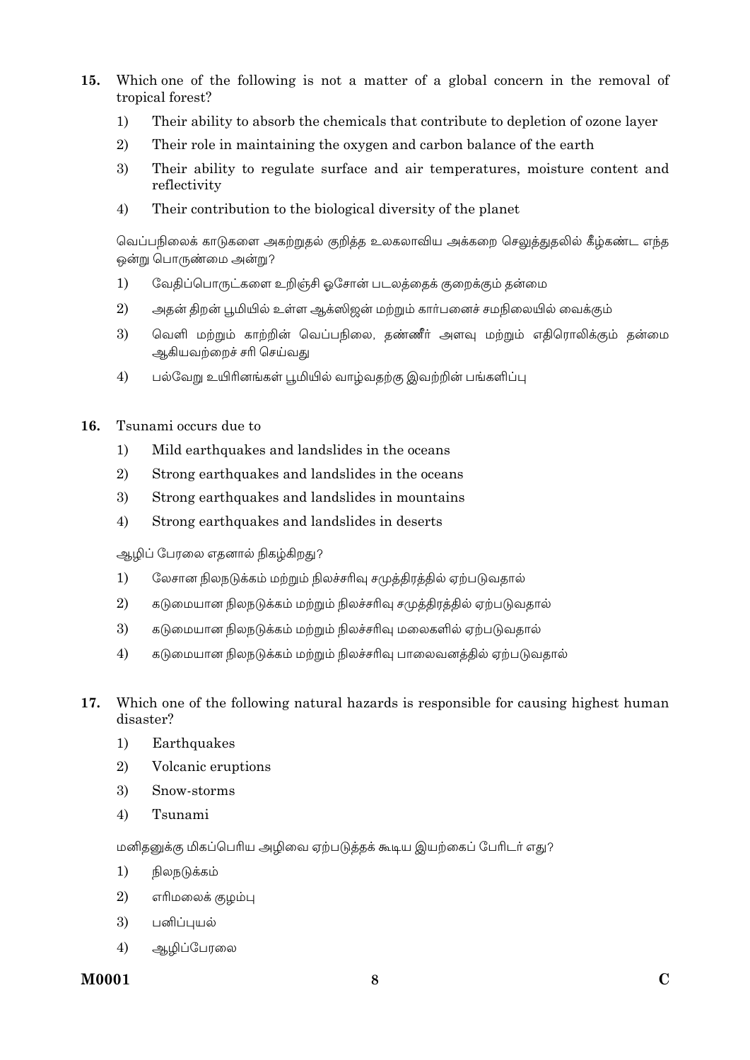15. Which one of the following is not a matter of a global concern in the removal of tropical forest?

    1) Their ability to absorb the chemicals that contribute to depletion of ozone layer
    2) Their role in maintaining the oxygen and carbon balance of the earth
    3) Their ability to regulate surface and air temperatures, moisture content and reflectivity
    4) Their contribution to the biological diversity of the planet

    வெப்பநிலைக் காடுகளை அகற்றுதல் குறித்த உலகலாவிய அக்கறை செலுத்துதலில் கீழ்கண்ட எந்த ஒன்று பொருண்மை அன்று?

    1) வேதிப்பொருட்களை உறிஞ்சி ஓசோன் படலத்தைக் குறைக்கும் தன்மை
    2) அதன் திறன் பூமியில் உள்ள ஆக்ஸிஜன் மற்றும் கார்பனைச் சமநிலையில் வைக்கும்
    3) வெளி மற்றும் காற்றின் வெப்பநிலை, தண்ணீர் அளவு மற்றும் எதிரொலிக்கும் தன்மை ஆகியவற்றைச் சரி செய்வது
    4) பல்வேறு உயிரினங்கள் பூமியில் வாழ்வதற்கு இவற்றின் பங்களிப்பு

16. Tsunami occurs due to

    1) Mild earthquakes and landslides in the oceans
    2) Strong earthquakes and landslides in the oceans
    3) Strong earthquakes and landslides in mountains
    4) Strong earthquakes and landslides in deserts

    ஆழிப் பேரலை எதனால் நிகழ்கிறது?

    1) லேசான நிலநடுக்கம் மற்றும் நிலச்சரிவு சமுத்திரத்தில் ஏற்படுவதால்
    2) கடுமையான நிலநடுக்கம் மற்றும் நிலச்சரிவு சமுத்திரத்தில் ஏற்படுவதால்
    3) கடுமையான நிலநடுக்கம் மற்றும் நிலச்சரிவு மலைகளில் ஏற்படுவதால்
    4) கடுமையான நிலநடுக்கம் மற்றும் நிலச்சரிவு பாலைவனத்தில் ஏற்படுவதால்

17. Which one of the following natural hazards is responsible for causing highest human disaster?

    1) Earthquakes
    2) Volcanic eruptions
    3) Snow-storms
    4) Tsunami

    மனிதனுக்கு மிகப்பெரிய அழிவை ஏற்படுத்தக் கூடிய இயற்கைப் பேரிடர் எது?

    1) நிலநடுக்கம்
    2) எரிமலைக் குழம்பு
    3) பனிப்புயல்
    4) ஆழிப்பேரலை

**M0001** **C**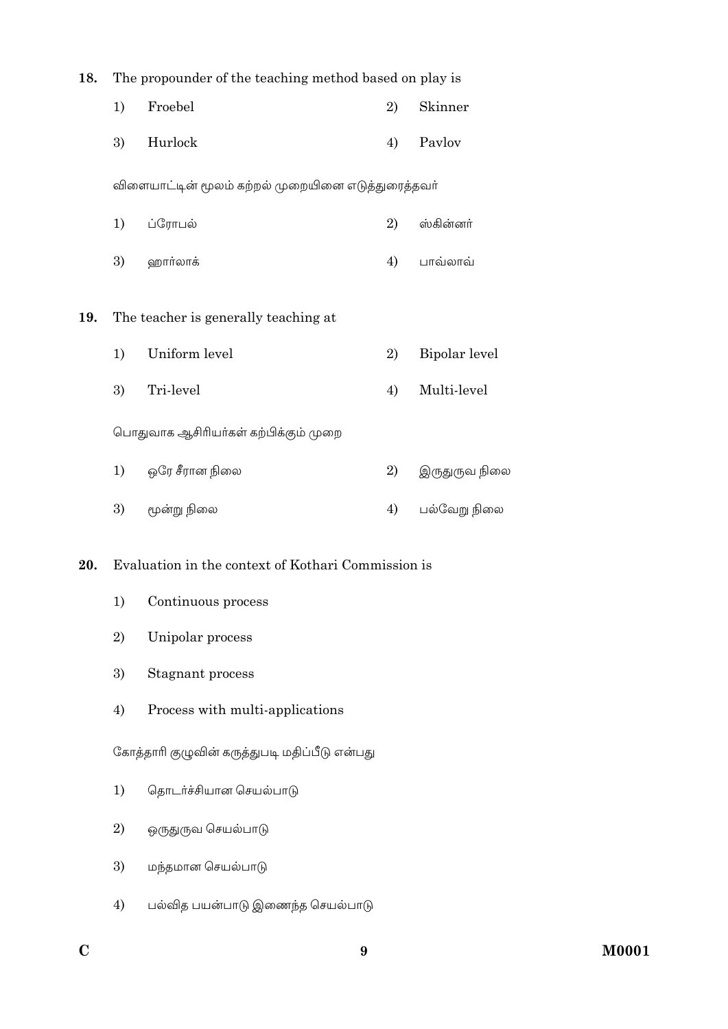**18.** The propounder of the teaching method based on play is

1) Froebel
2) Skinner
3) Hurlock
4) Pavlov

விளையாட்டின் மூலம் கற்றல் முறையினை எடுத்துரைத்தவர்

1) ப்ரோபல்
2) ஸ்கின்னர்
3) ஹார்லாக்
4) பாவ்லாவ்

**19.** The teacher is generally teaching at

1) Uniform level
2) Bipolar level
3) Tri-level
4) Multi-level

பொதுவாக ஆசிரியர்கள் கற்பிக்கும் முறை

1) ஒரே சீரான நிலை
2) இருதுருவ நிலை
3) மூன்று நிலை
4) பல்வேறு நிலை

**20.** Evaluation in the context of Kothari Commission is

1) Continuous process
2) Unipolar process
3) Stagnant process
4) Process with multi-applications

கோத்தாரி குழுவின் கருத்துபடி மதிப்பீடு என்பது

1) தொடர்ச்சியான செயல்பாடு
2) ஒருதுருவ செயல்பாடு
3) மந்தமான செயல்பாடு
4) பல்வித பயன்பாடு இணைந்த செயல்பாடு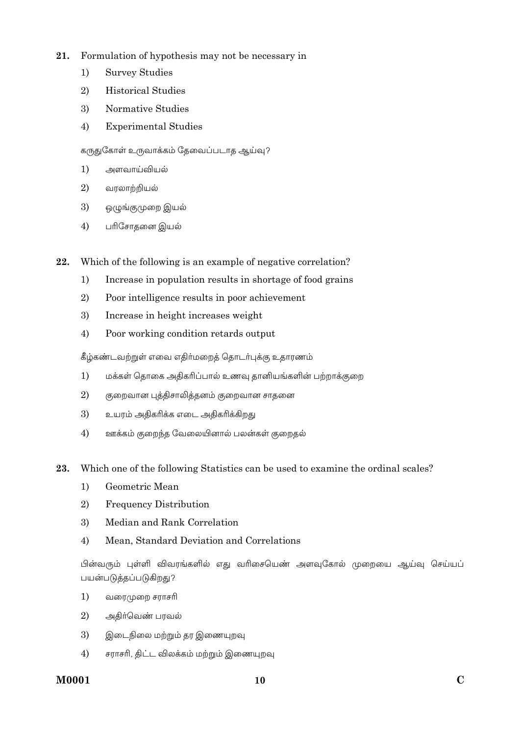21. Formulation of hypothesis may not be necessary in

    1) Survey Studies
    2) Historical Studies
    3) Normative Studies
    4) Experimental Studies

    கருதுகோள் உருவாக்கம் தேவைப்படாத ஆய்வு?

    1) அளவாய்வியல்
    2) வரலாற்றியல்
    3) ஒழுங்குமுறை இயல்
    4) பரிசோதனை இயல்

22. Which of the following is an example of negative correlation?

    1) Increase in population results in shortage of food grains
    2) Poor intelligence results in poor achievement
    3) Increase in height increases weight
    4) Poor working condition retards output

    கீழ்கண்டவற்றுள் எவை எதிர்மறைத் தொடர்புக்கு உதாரணம்

    1) மக்கள் தொகை அதிகரிப்பால் உணவு தானியங்களின் பற்றாக்குறை
    2) குறைவான புத்திசாலித்தனம் குறைவான சாதனை
    3) உயரம் அதிகரிக்க எடை அதிகரிக்கிறது
    4) ஊக்கம் குறைந்த வேலையினால் பலன்கள் குறைதல்

23. Which one of the following Statistics can be used to examine the ordinal scales?

    1) Geometric Mean
    2) Frequency Distribution
    3) Median and Rank Correlation
    4) Mean, Standard Deviation and Correlations

    பின்வரும் புள்ளி விவரங்களில் எது வரிசையெண் அளவுகோல் முறையை ஆய்வு செய்யப் பயன்படுத்தப்படுகிறது?

    1) வரைமுறை சராசரி
    2) அதிர்வெண் பரவல்
    3) இடைநிலை மற்றும் தர இணையுறவு
    4) சராசரி, திட்ட விலக்கம் மற்றும் இணையுறவு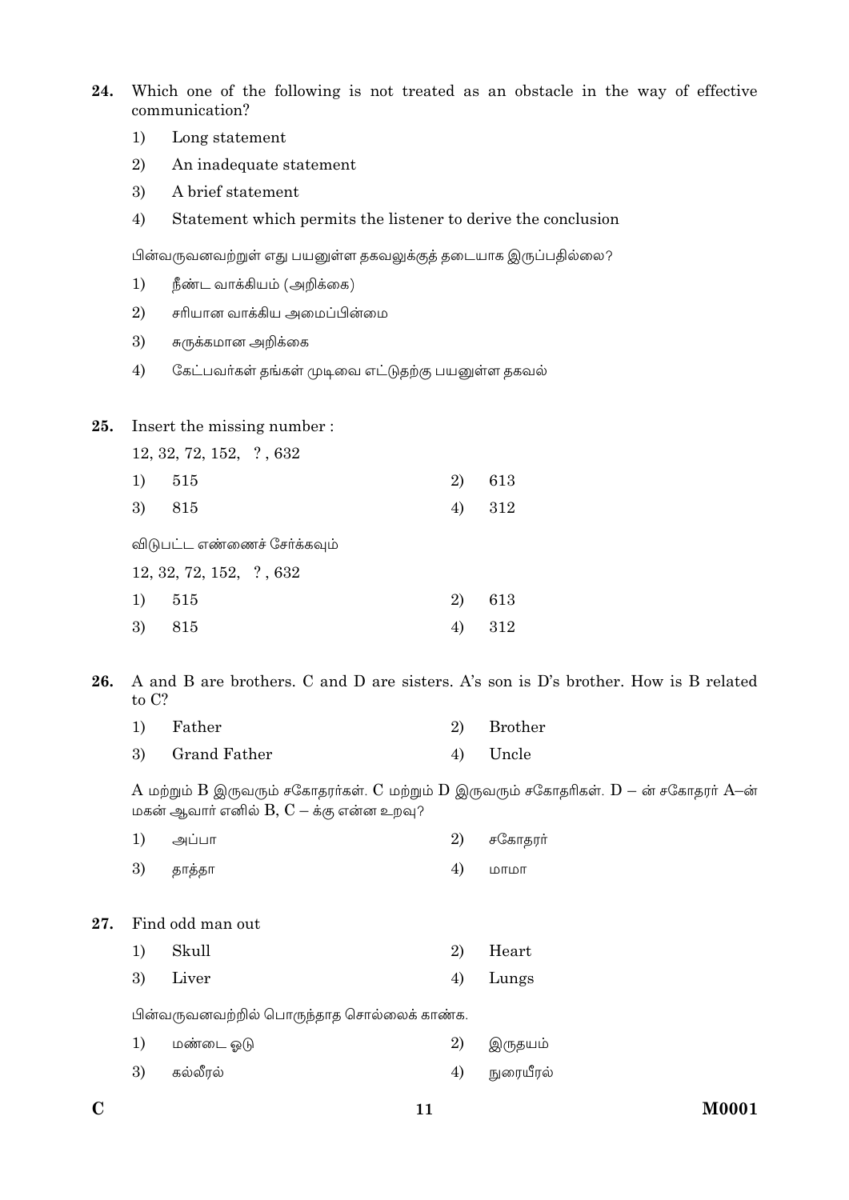24. Which one of the following is not treated as an obstacle in the way of effective communication?

    1) Long statement
    2) An inadequate statement
    3) A brief statement
    4) Statement which permits the listener to derive the conclusion

    பின்வருவனவற்றுள் எது பயனுள்ள தகவலுக்குத் தடையாக இருப்பதில்லை?

    1) நீண்ட வாக்கியம் (அறிக்கை)
    2) சரியான வாக்கிய அமைப்பின்மை
    3) சுருக்கமான அறிக்கை
    4) கேட்பவர்கள் தங்கள் முடிவை எட்டுதற்கு பயனுள்ள தகவல்

25. Insert the missing number :

    12, 32, 72, 152, ? , 632

    | | | | |
    |---|---|---|---|
    | 1) | 515 | 2) | 613 |
    | 3) | 815 | 4) | 312 |

    விடுபட்ட எண்ணைச் சேர்க்கவும்

    12, 32, 72, 152, ? , 632

    | | | | |
    |---|---|---|---|
    | 1) | 515 | 2) | 613 |
    | 3) | 815 | 4) | 312 |

26. A and B are brothers. C and D are sisters. A's son is D's brother. How is B related to C?

    | | | | |
    |---|---|---|---|
    | 1) | Father | 2) | Brother |
    | 3) | Grand Father | 4) | Uncle |

    A மற்றும் B இருவரும் சகோதரர்கள். C மற்றும் D இருவரும் சகோதரிகள். D – ன் சகோதரர் A–ன் மகன் ஆவார் எனில் B, C – க்கு என்ன உறவு?

    | | | | |
    |---|---|---|---|
    | 1) | அப்பா | 2) | சகோதரர் |
    | 3) | தாத்தா | 4) | மாமா |

27. Find odd man out

    | | | | |
    |---|---|---|---|
    | 1) | Skull | 2) | Heart |
    | 3) | Liver | 4) | Lungs |

    பின்வருவனவற்றில் பொருந்தாத சொல்லைக் காண்க.

    | | | | |
    |---|---|---|---|
    | 1) | மண்டை ஓடு | 2) | இருதயம் |
    | 3) | கல்லீரல் | 4) | நுரையீரல் |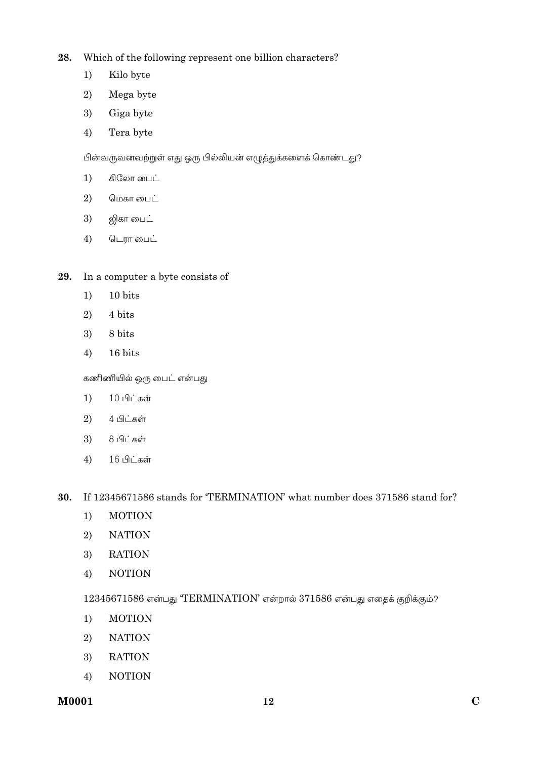**28.** Which of the following represent one billion characters?

1) Kilo byte
2) Mega byte
3) Giga byte
4) Tera byte

பின்வருவனவற்றுள் எது ஒரு பில்லியன் எழுத்துக்களைக் கொண்டது?

1) கிலோ பைட்
2) மெகா பைட்
3) ஜிகா பைட்
4) டெரா பைட்

**29.** In a computer a byte consists of

1) 10 bits
2) 4 bits
3) 8 bits
4) 16 bits

கணிணியில் ஒரு பைட் என்பது

1) 10 பிட்கள்
2) 4 பிட்கள்
3) 8 பிட்கள்
4) 16 பிட்கள்

**30.** If 12345671586 stands for 'TERMINATION' what number does 371586 stand for?

1) MOTION
2) NATION
3) RATION
4) NOTION

12345671586 என்பது 'TERMINATION' என்றால் 371586 என்பது எதைக் குறிக்கும்?

1) MOTION
2) NATION
3) RATION
4) NOTION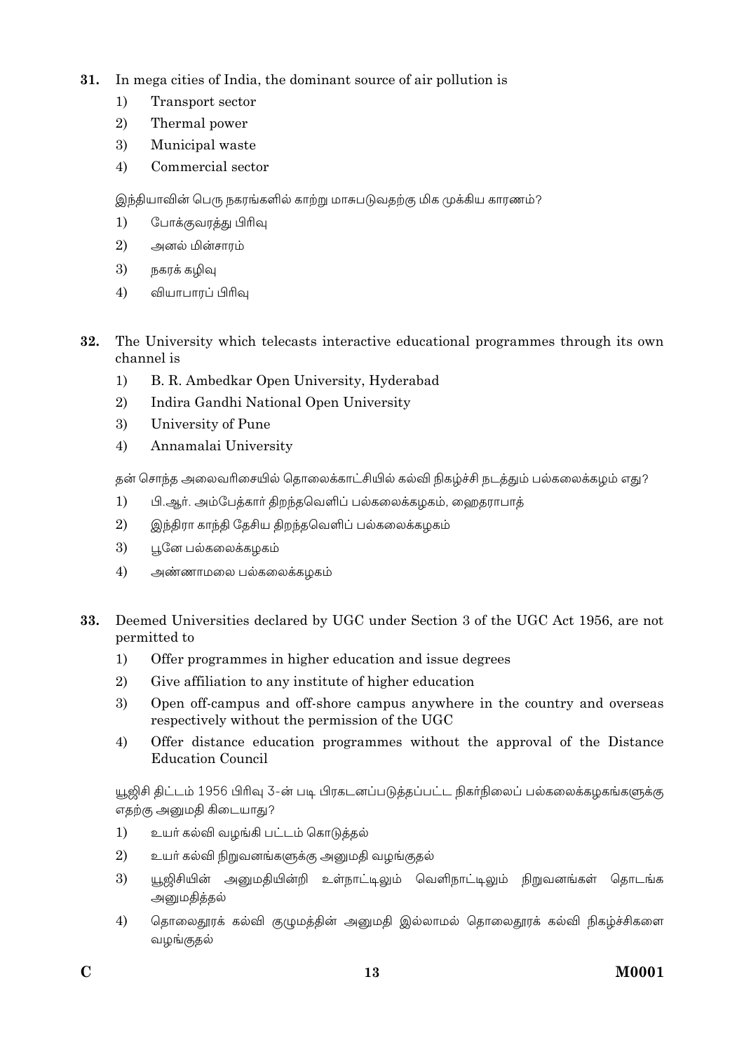**31.** In mega cities of India, the dominant source of air pollution is

1) Transport sector
2) Thermal power
3) Municipal waste
4) Commercial sector

இந்தியாவின் பெரு நகரங்களில் காற்று மாசுபடுவதற்கு மிக முக்கிய காரணம்?

1) போக்குவரத்து பிரிவு
2) அனல் மின்சாரம்
3) நகரக் கழிவு
4) வியாபாரப் பிரிவு

**32.** The University which telecasts interactive educational programmes through its own channel is

1) B. R. Ambedkar Open University, Hyderabad
2) Indira Gandhi National Open University
3) University of Pune
4) Annamalai University

தன் சொந்த அலைவரிசையில் தொலைக்காட்சியில் கல்வி நிகழ்ச்சி நடத்தும் பல்கலைக்கழம் எது?

1) பி.ஆர். அம்பேத்கார் திறந்தவெளிப் பல்கலைக்கழகம், ஹைதராபாத்
2) இந்திரா காந்தி தேசிய திறந்தவெளிப் பல்கலைக்கழகம்
3) பூனே பல்கலைக்கழகம்
4) அண்ணாமலை பல்கலைக்கழகம்

**33.** Deemed Universities declared by UGC under Section 3 of the UGC Act 1956, are not permitted to

1) Offer programmes in higher education and issue degrees
2) Give affiliation to any institute of higher education
3) Open off-campus and off-shore campus anywhere in the country and overseas respectively without the permission of the UGC
4) Offer distance education programmes without the approval of the Distance Education Council

யூஜிசி திட்டம் 1956 பிரிவு 3-ன் படி பிரகடனப்படுத்தப்பட்ட நிகர்நிலைப் பல்கலைக்கழகங்களுக்கு எதற்கு அனுமதி கிடையாது?

1) உயர் கல்வி வழங்கி பட்டம் கொடுத்தல்
2) உயர் கல்வி நிறுவனங்களுக்கு அனுமதி வழங்குதல்
3) யூஜிசியின் அனுமதியின்றி உள்நாட்டிலும் வெளிநாட்டிலும் நிறுவனங்கள் தொடங்க அனுமதித்தல்
4) தொலைதூரக் கல்வி குழுமத்தின் அனுமதி இல்லாமல் தொலைதூரக் கல்வி நிகழ்ச்சிகளை வழங்குதல்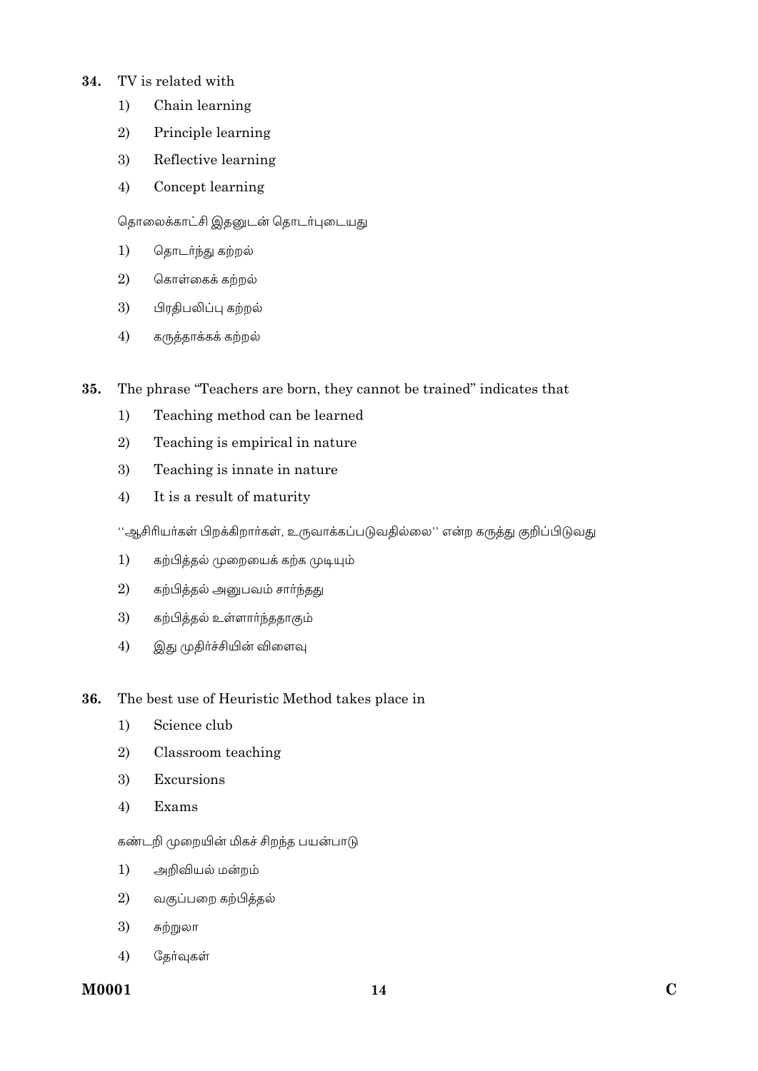**34.** TV is related with

1) Chain learning

2) Principle learning

3) Reflective learning

4) Concept learning

தொலைக்காட்சி இதனுடன் தொடர்புடையது

1) தொடர்ந்து கற்றல்

2) கொள்கைக் கற்றல்

3) பிரதிபலிப்பு கற்றல்

4) கருத்தாக்கக் கற்றல்

**35.** The phrase "Teachers are born, they cannot be trained" indicates that

1) Teaching method can be learned

2) Teaching is empirical in nature

3) Teaching is innate in nature

4) It is a result of maturity

''ஆசிரியர்கள் பிறக்கிறார்கள், உருவாக்கப்படுவதில்லை'' என்ற கருத்து குறிப்பிடுவது

1) கற்பித்தல் முறையைக் கற்க முடியும்

2) கற்பித்தல் அனுபவம் சார்ந்தது

3) கற்பித்தல் உள்ளார்ந்ததாகும்

4) இது முதிர்ச்சியின் விளைவு

**36.** The best use of Heuristic Method takes place in

1) Science club

2) Classroom teaching

3) Excursions

4) Exams

கண்டறி முறையின் மிகச் சிறந்த பயன்பாடு

1) அறிவியல் மன்றம்

2) வகுப்பறை கற்பித்தல்

3) சுற்றுலா

4) தேர்வுகள்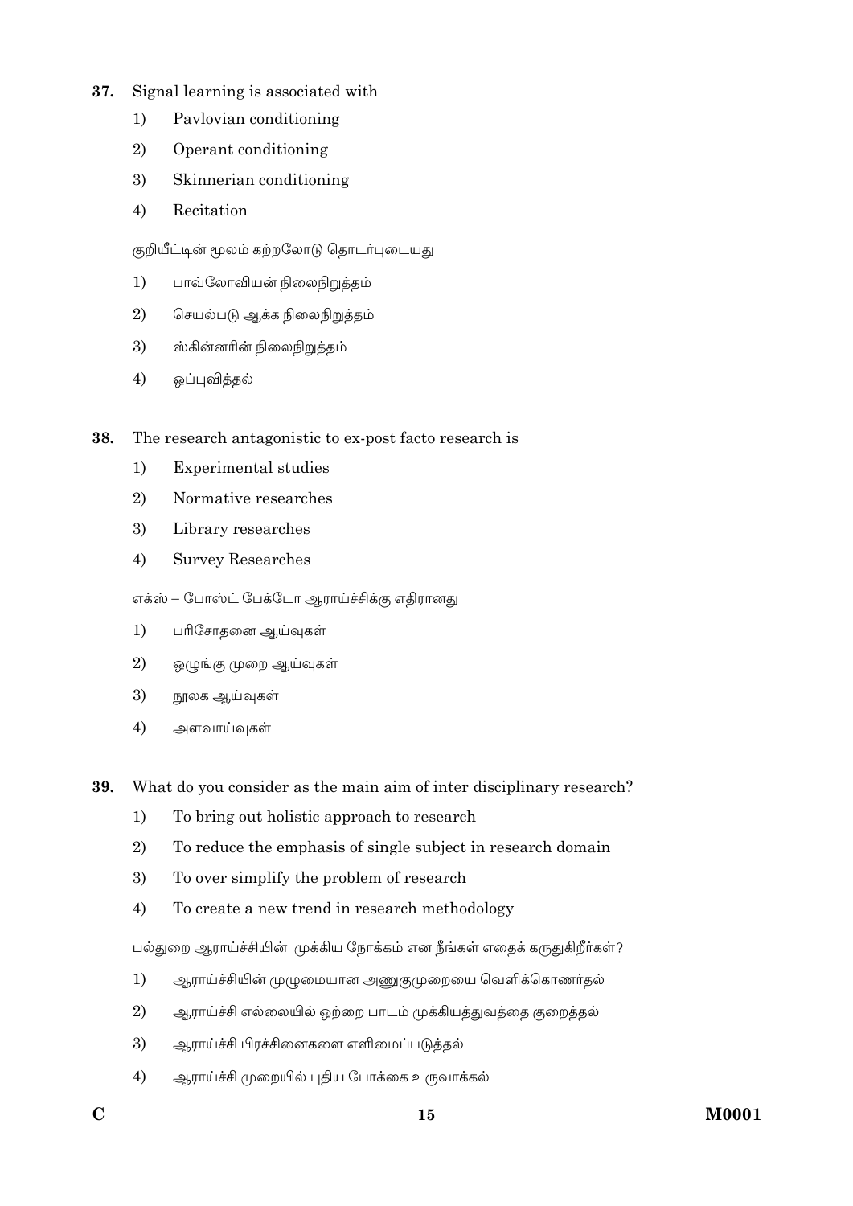**37.** Signal learning is associated with

1) Pavlovian conditioning
2) Operant conditioning
3) Skinnerian conditioning
4) Recitation

குறியீட்டின் மூலம் கற்றலோடு தொடர்புடையது

1) பாவ்லோவியன் நிலைநிறுத்தம்
2) செயல்படு ஆக்க நிலைநிறுத்தம்
3) ஸ்கின்னரின் நிலைநிறுத்தம்
4) ஒப்புவித்தல்

**38.** The research antagonistic to ex-post facto research is

1) Experimental studies
2) Normative researches
3) Library researches
4) Survey Researches

எக்ஸ் – போஸ்ட் பேக்டோ ஆராய்ச்சிக்கு எதிரானது

1) பரிசோதனை ஆய்வுகள்
2) ஒழுங்கு முறை ஆய்வுகள்
3) நூலக ஆய்வுகள்
4) அளவாய்வுகள்

**39.** What do you consider as the main aim of inter disciplinary research?

1) To bring out holistic approach to research
2) To reduce the emphasis of single subject in research domain
3) To over simplify the problem of research
4) To create a new trend in research methodology

பல்துறை ஆராய்ச்சியின் முக்கிய நோக்கம் என நீங்கள் எதைக் கருதுகிறீர்கள்?

1) ஆராய்ச்சியின் முழுமையான அணுகுமுறையை வெளிக்கொணர்தல்
2) ஆராய்ச்சி எல்லையில் ஒற்றை பாடம் முக்கியத்துவத்தை குறைத்தல்
3) ஆராய்ச்சி பிரச்சினைகளை எளிமைப்படுத்தல்
4) ஆராய்ச்சி முறையில் புதிய போக்கை உருவாக்கல்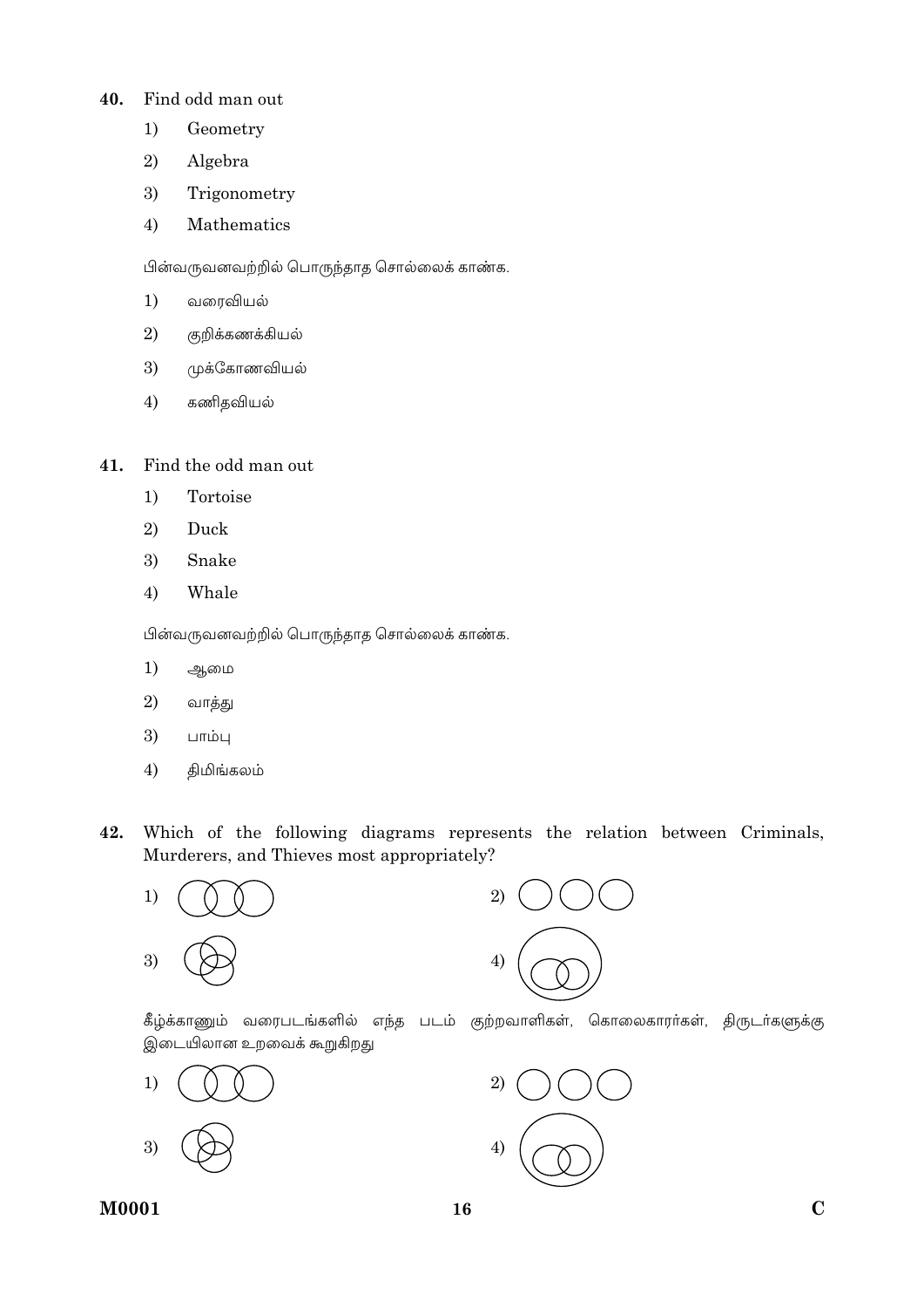**40.** Find odd man out

1) Geometry
2) Algebra
3) Trigonometry
4) Mathematics

பின்வருவனவற்றில் பொருந்தாத சொல்லைக் காண்க.

1) வரைவியல்
2) குறிக்கணக்கியல்
3) முக்கோணவியல்
4) கணிதவியல்

**41.** Find the odd man out

1) Tortoise
2) Duck
3) Snake
4) Whale

பின்வருவனவற்றில் பொருந்தாத சொல்லைக் காண்க.

1) ஆமை
2) வாத்து
3) பாம்பு
4) திமிங்கலம்

**42.** Which of the following diagrams represents the relation between Criminals, Murderers, and Thieves most appropriately?

1) 2) 3) 4)

கீழ்க்காணும் வரைபடங்களில் எந்த படம் குற்றவாளிகள், கொலைகாரர்கள், திருடர்களுக்கு இடையிலான உறவைக் கூறுகிறது

1) 2) 3) 4)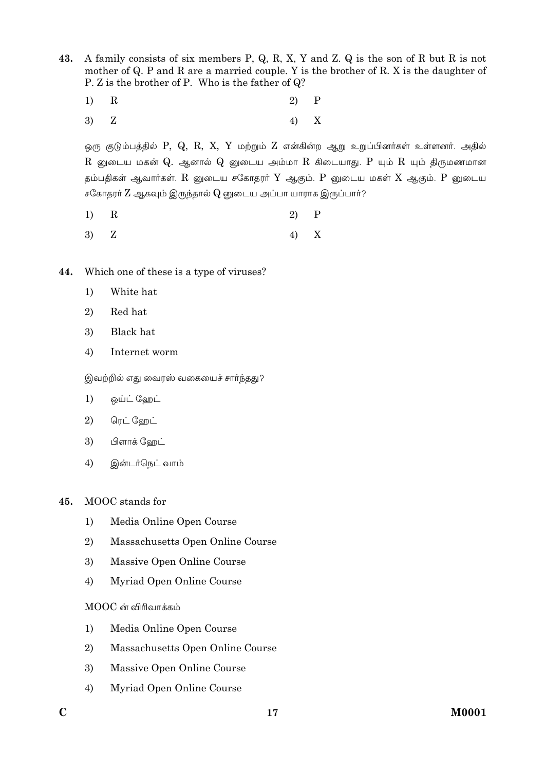43. A family consists of six members P, Q, R, X, Y and Z. Q is the son of R but R is not mother of Q. P and R are a married couple. Y is the brother of R. X is the daughter of P. Z is the brother of P. Who is the father of Q?

1) R
2) P
3) Z
4) X

ஒரு குடும்பத்தில் P, Q, R, X, Y மற்றும் Z என்கின்ற ஆறு உறுப்பினர்கள் உள்ளனர். அதில் R னுடைய மகன் Q. ஆனால் Q னுடைய அம்மா R கிடையாது. P யும் R யும் திருமணமான தம்பதிகள் ஆவார்கள். R னுடைய சகோதரர் Y ஆகும். P னுடைய மகள் X ஆகும். P னுடைய சகோதரர் Z ஆகவும் இருந்தால் Q னுடைய அப்பா யாராக இருப்பார்?

1) R
2) P
3) Z
4) X

44. Which one of these is a type of viruses?

1) White hat
2) Red hat
3) Black hat
4) Internet worm

இவற்றில் எது வைரஸ் வகையைச் சார்ந்தது?

1) ஒய்ட் ஹேட்
2) ரெட் ஹேட்
3) பிளாக் ஹேட்
4) இன்டர்நெட் வாம்

45. MOOC stands for

1) Media Online Open Course
2) Massachusetts Open Online Course
3) Massive Open Online Course
4) Myriad Open Online Course

MOOC ன் விரிவாக்கம்

1) Media Online Open Course
2) Massachusetts Open Online Course
3) Massive Open Online Course
4) Myriad Open Online Course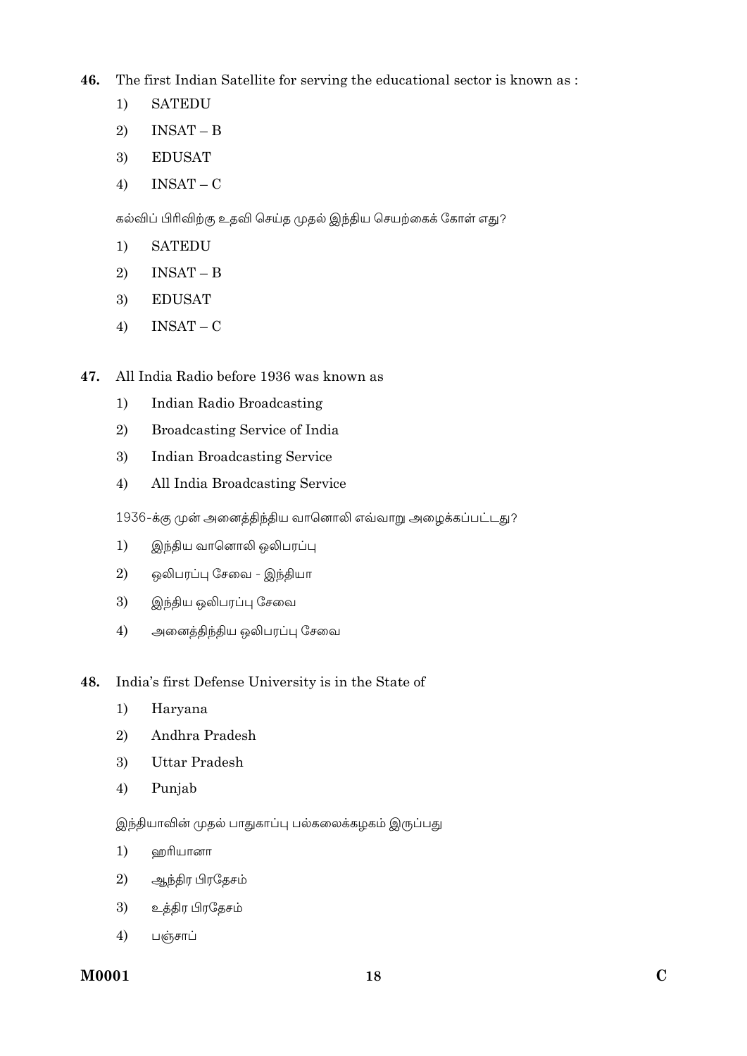**46.** The first Indian Satellite for serving the educational sector is known as :

1) SATEDU
2) INSAT – B
3) EDUSAT
4) INSAT – C

கல்விப் பிரிவிற்கு உதவி செய்த முதல் இந்திய செயற்கைக் கோள் எது?

1) SATEDU
2) INSAT – B
3) EDUSAT
4) INSAT – C

**47.** All India Radio before 1936 was known as

1) Indian Radio Broadcasting
2) Broadcasting Service of India
3) Indian Broadcasting Service
4) All India Broadcasting Service

1936-க்கு முன் அனைத்திந்திய வானொலி எவ்வாறு அழைக்கப்பட்டது?

1) இந்திய வானொலி ஒலிபரப்பு
2) ஒலிபரப்பு சேவை - இந்தியா
3) இந்திய ஒலிபரப்பு சேவை
4) அனைத்திந்திய ஒலிபரப்பு சேவை

**48.** India's first Defense University is in the State of

1) Haryana
2) Andhra Pradesh
3) Uttar Pradesh
4) Punjab

இந்தியாவின் முதல் பாதுகாப்பு பல்கலைக்கழகம் இருப்பது

1) ஹரியானா
2) ஆந்திர பிரதேசம்
3) உத்திர பிரதேசம்
4) பஞ்சாப்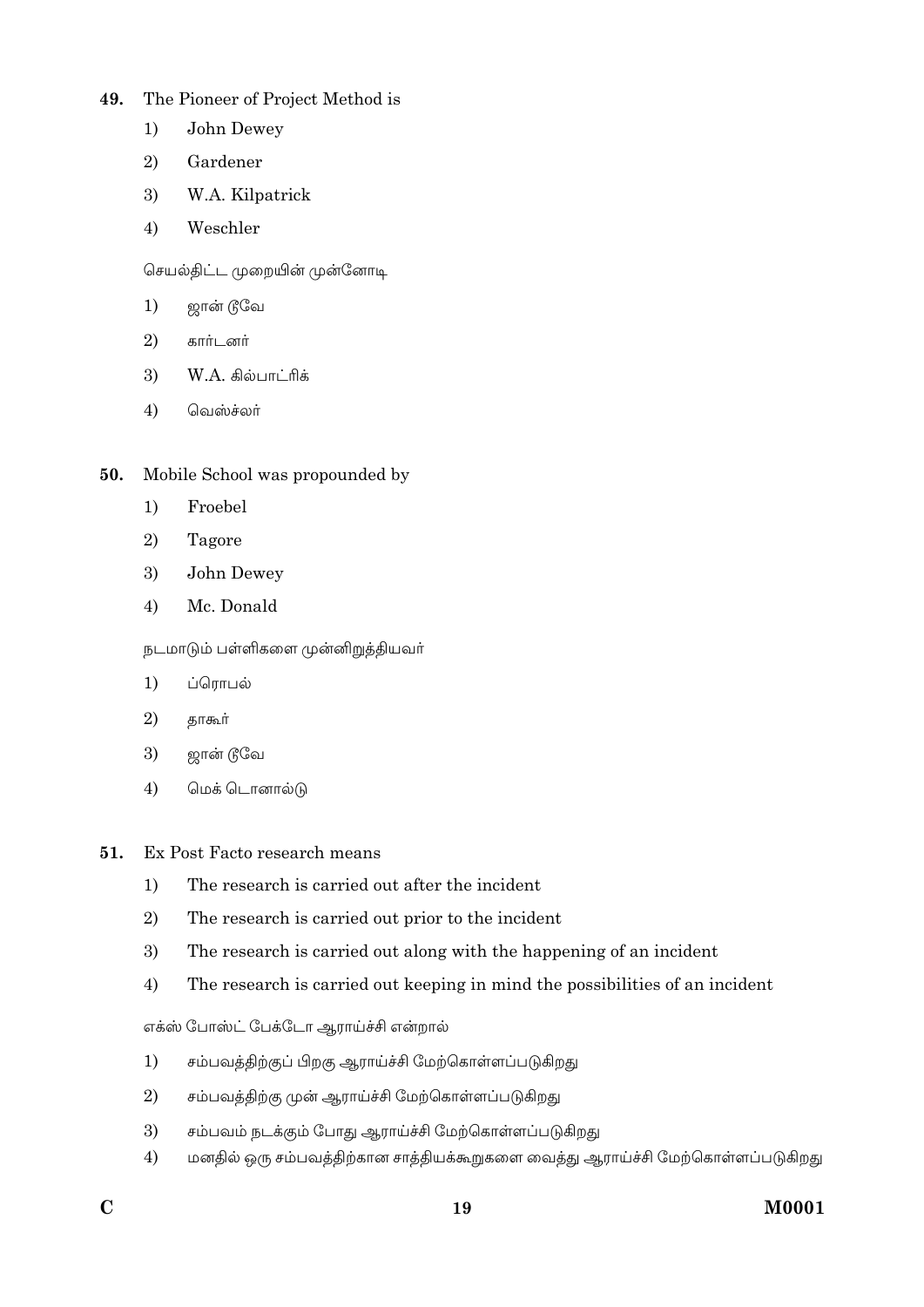49. The Pioneer of Project Method is

1) John Dewey
2) Gardener
3) W.A. Kilpatrick
4) Weschler

செயல்திட்ட முறையின் முன்னோடி

1) ஜான் டூவே
2) கார்டனர்
3) W.A. கில்பாட்ரிக்
4) வெஸ்ச்லர்

50. Mobile School was propounded by

1) Froebel
2) Tagore
3) John Dewey
4) Mc. Donald

நடமாடும் பள்ளிகளை முன்னிறுத்தியவர்

1) ப்ரொபல்
2) தாகூர்
3) ஜான் டூவே
4) மெக் டொனால்டு

51. Ex Post Facto research means

1) The research is carried out after the incident
2) The research is carried out prior to the incident
3) The research is carried out along with the happening of an incident
4) The research is carried out keeping in mind the possibilities of an incident

எக்ஸ் போஸ்ட் பேக்டோ ஆராய்ச்சி என்றால்

1) சம்பவத்திற்குப் பிறகு ஆராய்ச்சி மேற்கொள்ளப்படுகிறது
2) சம்பவத்திற்கு முன் ஆராய்ச்சி மேற்கொள்ளப்படுகிறது
3) சம்பவம் நடக்கும் போது ஆராய்ச்சி மேற்கொள்ளப்படுகிறது
4) மனதில் ஒரு சம்பவத்திற்கான சாத்தியக்கூறுகளை வைத்து ஆராய்ச்சி மேற்கொள்ளப்படுகிறது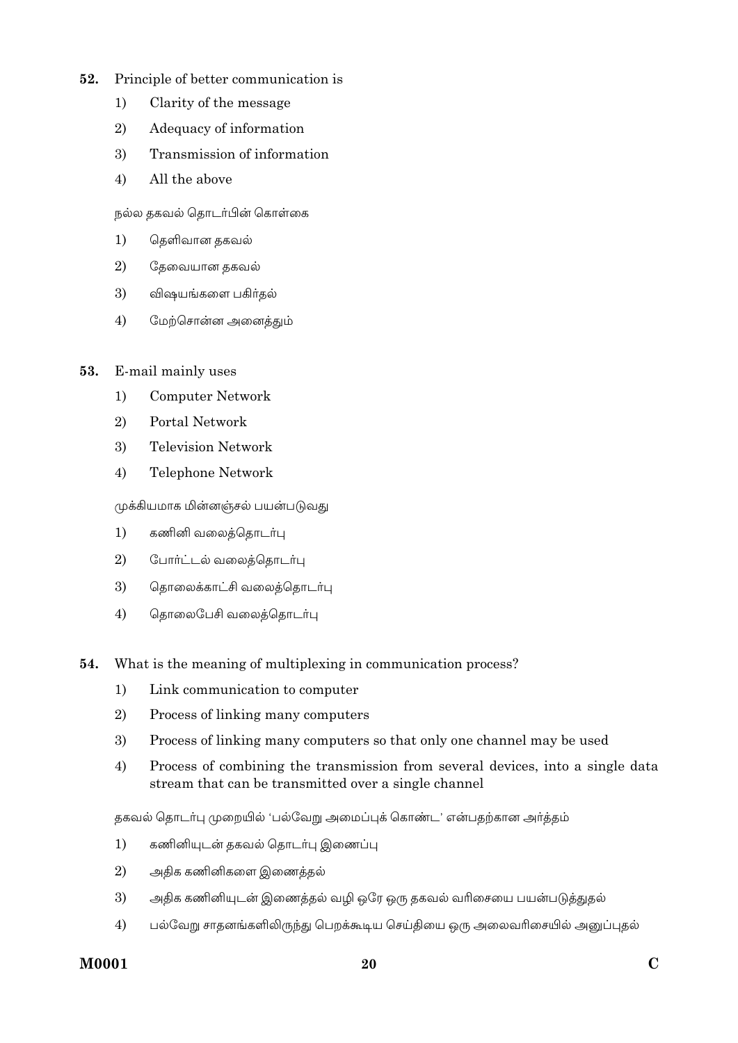**52.** Principle of better communication is

1) Clarity of the message
2) Adequacy of information
3) Transmission of information
4) All the above

நல்ல தகவல் தொடர்பின் கொள்கை

1) தெளிவான தகவல்
2) தேவையான தகவல்
3) விஷயங்களை பகிர்தல்
4) மேற்சொன்ன அனைத்தும்

**53.** E-mail mainly uses

1) Computer Network
2) Portal Network
3) Television Network
4) Telephone Network

முக்கியமாக மின்னஞ்சல் பயன்படுவது

1) கணினி வலைத்தொடர்பு
2) போர்ட்டல் வலைத்தொடர்பு
3) தொலைக்காட்சி வலைத்தொடர்பு
4) தொலைபேசி வலைத்தொடர்பு

**54.** What is the meaning of multiplexing in communication process?

1) Link communication to computer
2) Process of linking many computers
3) Process of linking many computers so that only one channel may be used
4) Process of combining the transmission from several devices, into a single data stream that can be transmitted over a single channel

தகவல் தொடர்பு முறையில் 'பல்வேறு அமைப்புக் கொண்ட' என்பதற்கான அர்த்தம்

1) கணினியுடன் தகவல் தொடர்பு இணைப்பு
2) அதிக கணினிகளை இணைத்தல்
3) அதிக கணினியுடன் இணைத்தல் வழி ஒரே ஒரு தகவல் வரிசையை பயன்படுத்துதல்
4) பல்வேறு சாதனங்களிலிருந்து பெறக்கூடிய செய்தியை ஒரு அலைவரிசையில் அனுப்புதல்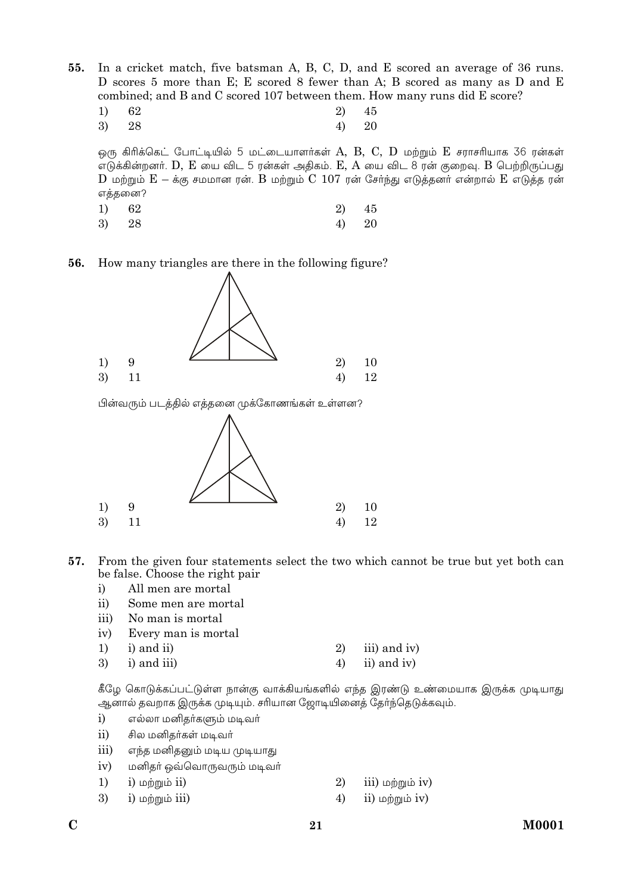**55.** In a cricket match, five batsman A, B, C, D, and E scored an average of 36 runs. D scores 5 more than E; E scored 8 fewer than A; B scored as many as D and E combined; and B and C scored 107 between them. How many runs did E score?

1) 62 2) 45
3) 28 4) 20

ஒரு கிரிக்கெட் போட்டியில் 5 மட்டையாளர்கள் A, B, C, D மற்றும் E சராசரியாக 36 ரன்கள் எடுக்கின்றனர். D, E யை விட 5 ரன்கள் அதிகம். E, A யை விட 8 ரன் குறைவு. B பெற்றிருப்பது D மற்றும் E – க்கு சமமான ரன். B மற்றும் C 107 ரன் சேர்ந்து எடுத்தனர் என்றால் E எடுத்த ரன் எத்தனை?

1) 62 2) 45
3) 28 4) 20

**56.** How many triangles are there in the following figure?

1) 9 2) 10
3) 11 4) 12

பின்வரும் படத்தில் எத்தனை முக்கோணங்கள் உள்ளன?

1) 9 2) 10
3) 11 4) 12

**57.** From the given four statements select the two which cannot be true but yet both can be false. Choose the right pair

i) All men are mortal
ii) Some men are mortal
iii) No man is mortal
iv) Every man is mortal

1) i) and ii) 2) iii) and iv)
3) i) and iii) 4) ii) and iv)

கீழே கொடுக்கப்பட்டுள்ள நான்கு வாக்கியங்களில் எந்த இரண்டு உண்மையாக இருக்க முடியாது ஆனால் தவறாக இருக்க முடியும். சரியான ஜோடியினைத் தேர்ந்தெடுக்கவும்.

i) எல்லா மனிதர்களும் மடிவர்
ii) சில மனிதர்கள் மடிவர்
iii) எந்த மனிதனும் மடிய முடியாது
iv) மனிதர் ஒவ்வொருவரும் மடிவர்

1) i) மற்றும் ii) 2) iii) மற்றும் iv)
3) i) மற்றும் iii) 4) ii) மற்றும் iv)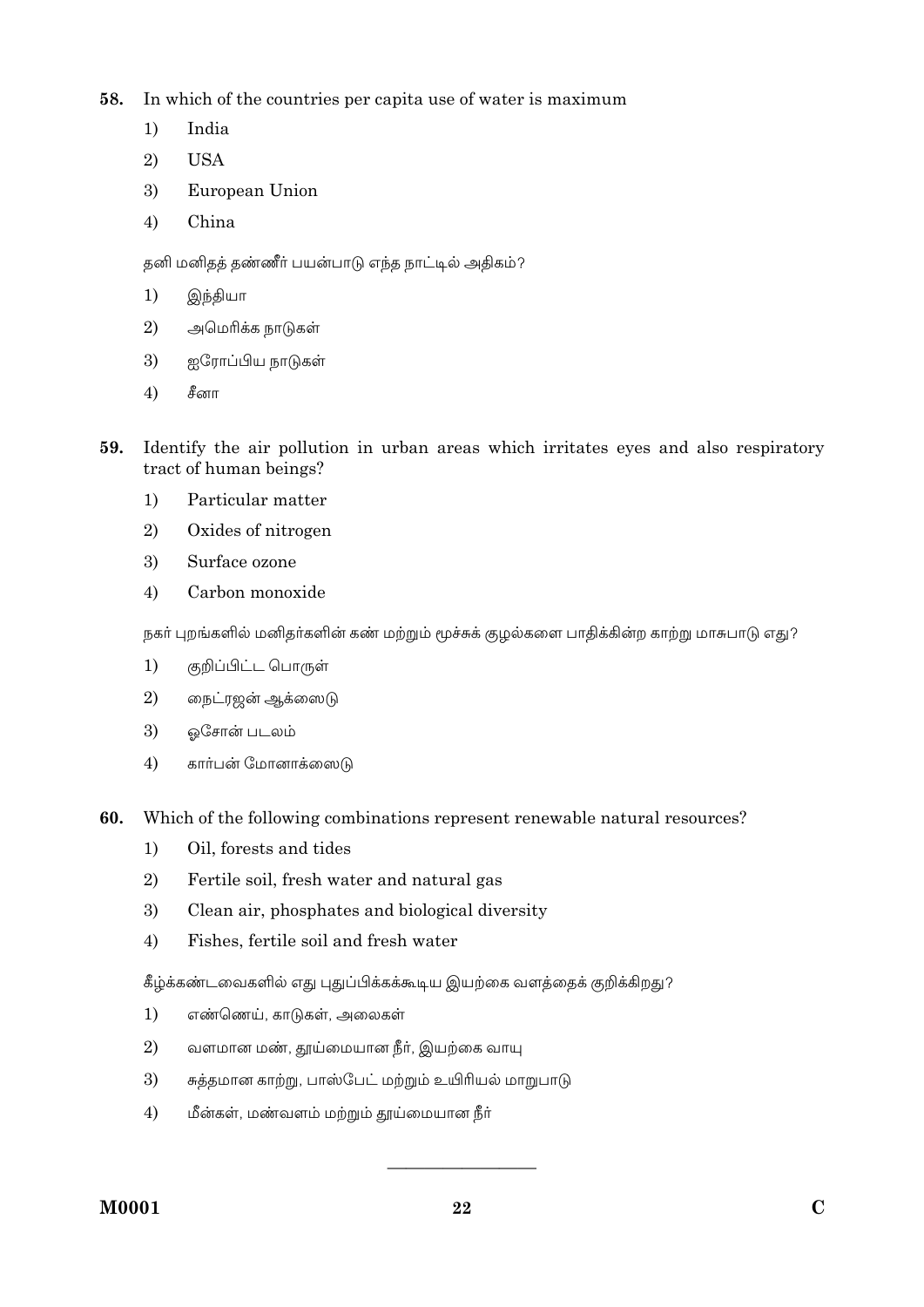**58.** In which of the countries per capita use of water is maximum

1) India
2) USA
3) European Union
4) China

தனி மனிதத் தண்ணீர் பயன்பாடு எந்த நாட்டில் அதிகம்?

1) இந்தியா
2) அமெரிக்க நாடுகள்
3) ஐரோப்பிய நாடுகள்
4) சீனா

**59.** Identify the air pollution in urban areas which irritates eyes and also respiratory tract of human beings?

1) Particular matter
2) Oxides of nitrogen
3) Surface ozone
4) Carbon monoxide

நகர் புறங்களில் மனிதர்களின் கண் மற்றும் மூச்சுக் குழல்களை பாதிக்கின்ற காற்று மாசுபாடு எது?

1) குறிப்பிட்ட பொருள்
2) நைட்ரஜன் ஆக்ஸைடு
3) ஓசோன் படலம்
4) கார்பன் மோனாக்ஸைடு

**60.** Which of the following combinations represent renewable natural resources?

1) Oil, forests and tides
2) Fertile soil, fresh water and natural gas
3) Clean air, phosphates and biological diversity
4) Fishes, fertile soil and fresh water

கீழ்க்கண்டவைகளில் எது புதுப்பிக்கக்கூடிய இயற்கை வளத்தைக் குறிக்கிறது?

1) எண்ணெய், காடுகள், அலைகள்
2) வளமான மண், தூய்மையான நீர், இயற்கை வாயு
3) சுத்தமான காற்று, பாஸ்பேட் மற்றும் உயிரியல் மாறுபாடு
4) மீன்கள், மண்வளம் மற்றும் தூய்மையான நீர்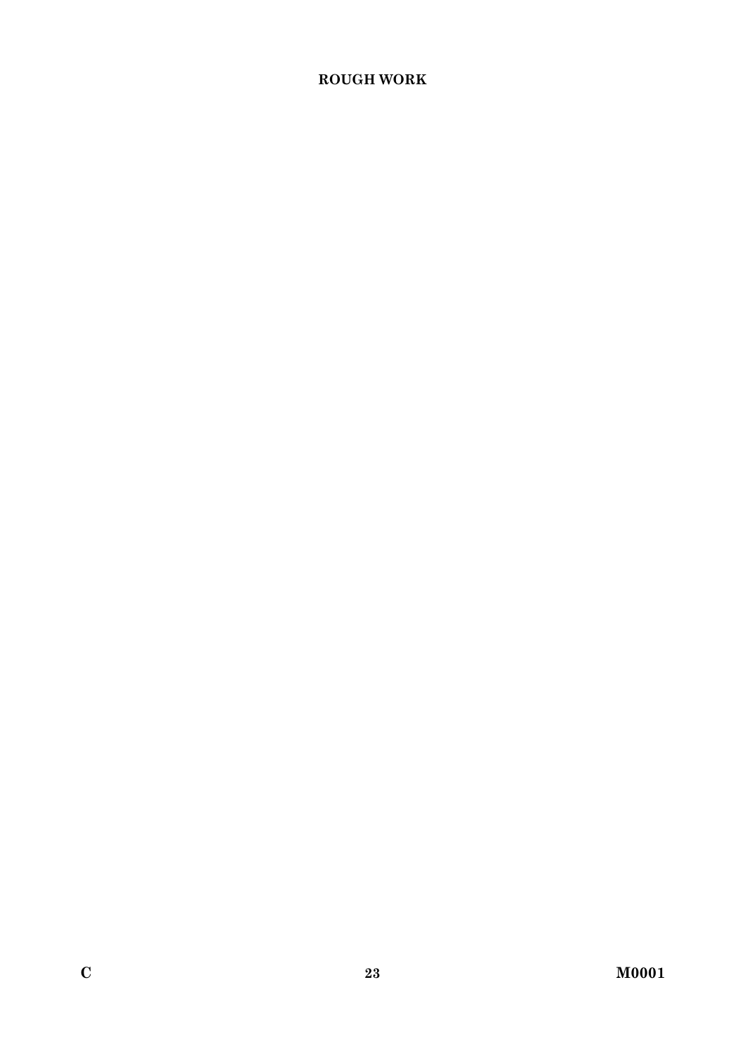**ROUGH WORK**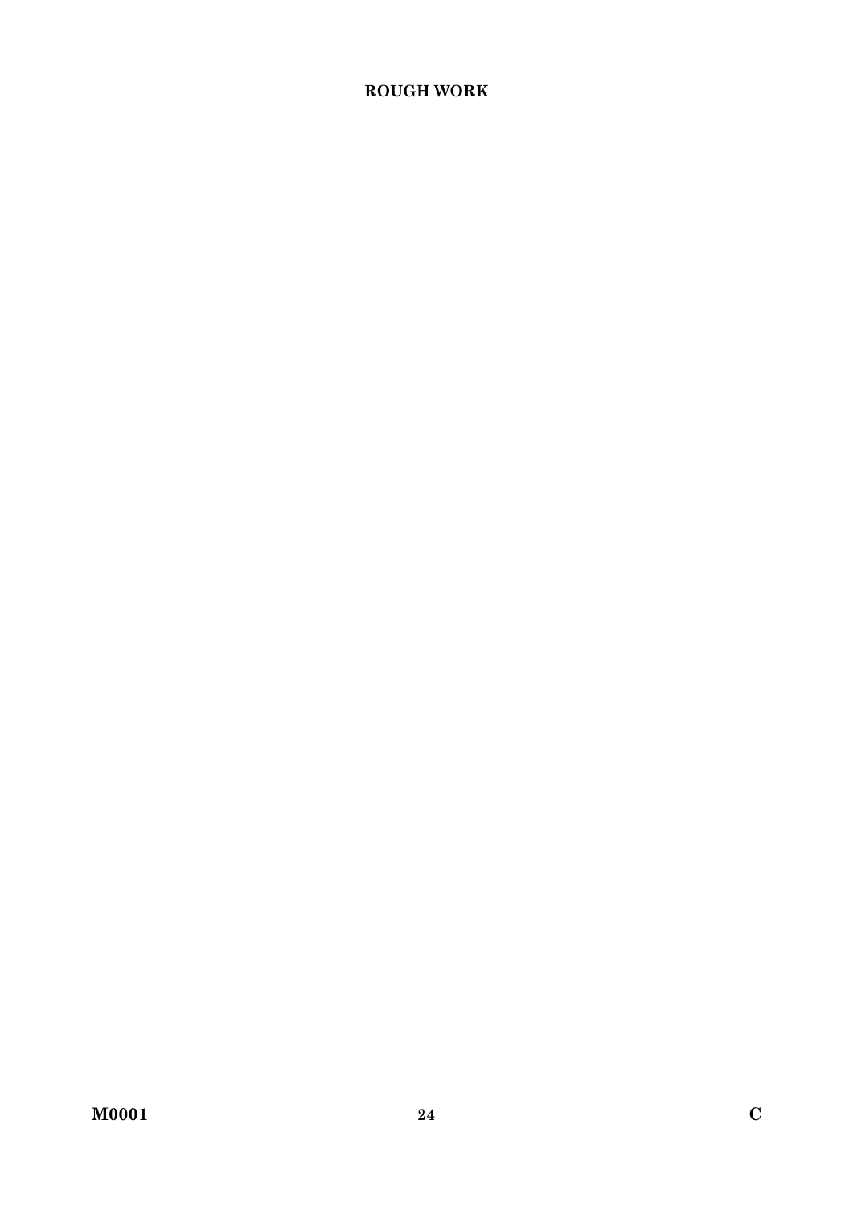**ROUGH WORK**